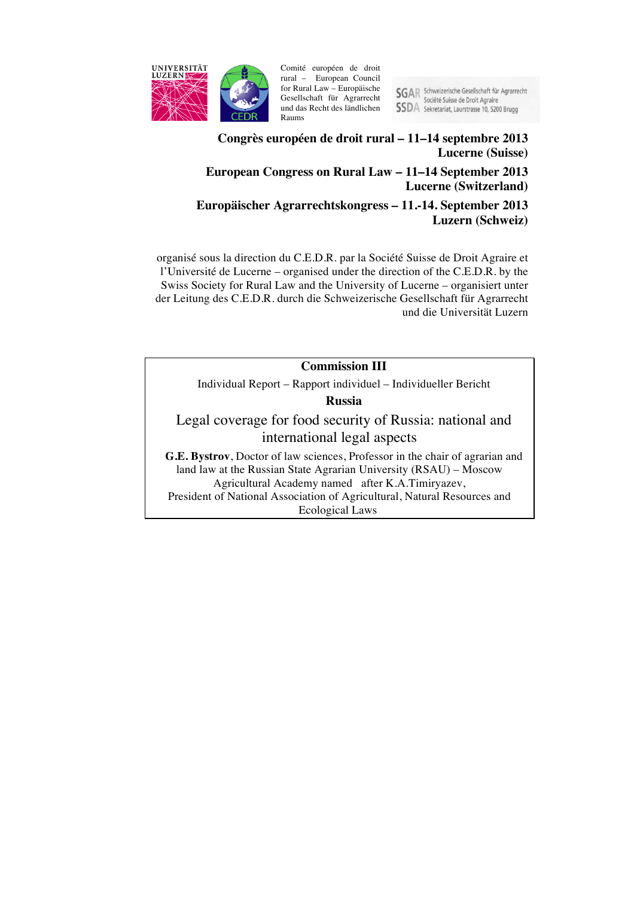UNIVERSITÄT LUZERN

Comité européen de droit rural – European Council for Rural Law – Europäische Gesellschaft für Agrarrecht und das Recht des ländlichen Raums

SGAR Schweizerische Gesellschaft für Agrarrecht
SSDA Société Suisse de Droit Agraire
Sekretariat, Laurstrasse 10, 5200 Brugg

**Congrès européen de droit rural – 11–14 septembre 2013 Lucerne (Suisse)**

**European Congress on Rural Law – 11–14 September 2013 Lucerne (Switzerland)**

**Europäischer Agrarrechtskongress – 11.-14. September 2013 Luzern (Schweiz)**

organisé sous la direction du C.E.D.R. par la Société Suisse de Droit Agraire et l'Université de Lucerne – organised under the direction of the C.E.D.R. by the Swiss Society for Rural Law and the University of Lucerne – organisiert unter der Leitung des C.E.D.R. durch die Schweizerische Gesellschaft für Agrarrecht und die Universität Luzern

**Commission III**

Individual Report – Rapport individuel – Individueller Bericht

**Russia**

# Legal coverage for food security of Russia: national and international legal aspects

**G.E. Bystrov**, Doctor of law sciences, Professor in the chair of agrarian and land law at the Russian State Agrarian University (RSAU) – Moscow Agricultural Academy named after K.A.Timiryazev,
President of National Association of Agricultural, Natural Resources and Ecological Laws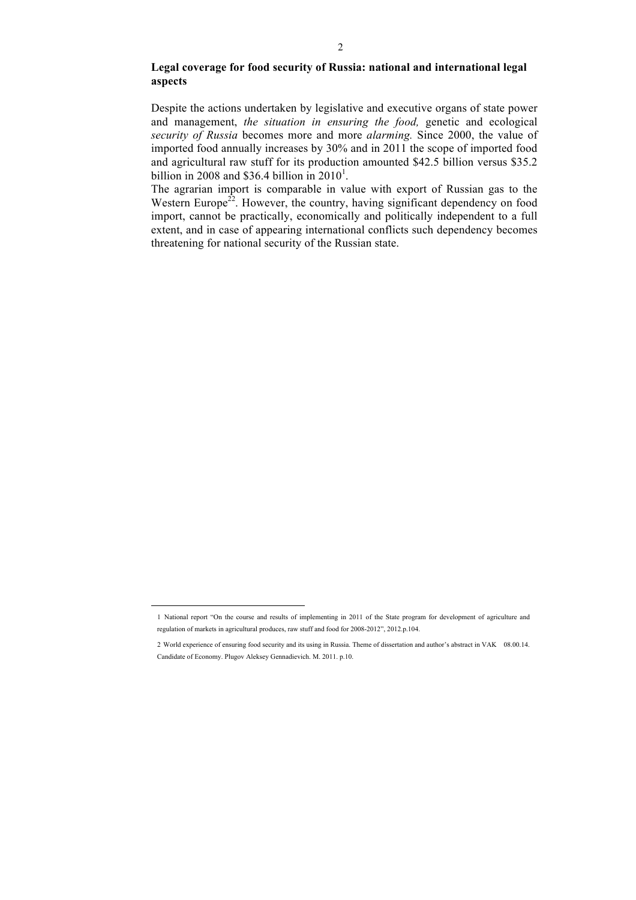## Legal coverage for food security of Russia: national and international legal aspects

Despite the actions undertaken by legislative and executive organs of state power and management, *the situation in ensuring the food,* genetic and ecological *security of Russia* becomes more and more *alarming.* Since 2000, the value of imported food annually increases by 30% and in 2011 the scope of imported food and agricultural raw stuff for its production amounted $42.5 billion versus $35.2 billion in 2008 and $36.4 billion in 2010[1].

The agrarian import is comparable in value with export of Russian gas to the Western Europe[22]. However, the country, having significant dependency on food import, cannot be practically, economically and politically independent to a full extent, and in case of appearing international conflicts such dependency becomes threatening for national security of the Russian state.

---

1 National report "On the course and results of implementing in 2011 of the State program for development of agriculture and regulation of markets in agricultural produces, raw stuff and food for 2008-2012", 2012.p.104.

2 World experience of ensuring food security and its using in Russia. Theme of dissertation and author's abstract in VAK 08.00.14. Candidate of Economy. Plugov Aleksey Gennadievich. M. 2011. p.10.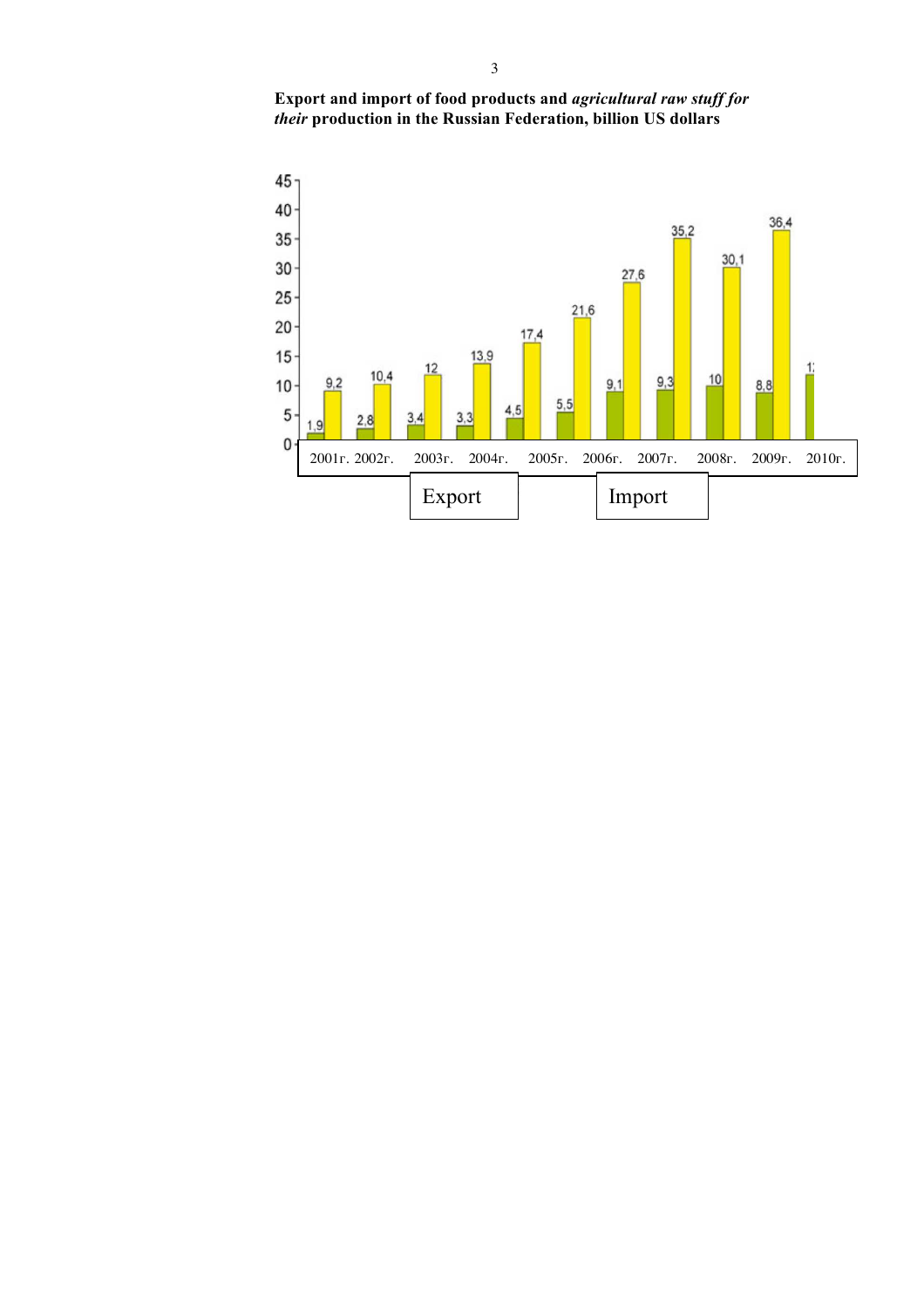**Export and import of food products and *agricultural raw stuff for their* production in the Russian Federation, billion US dollars**

| Year | Export | Import |
|---|---|---|
| 2001г. | 1,9 | 9,2 |
| 2002г. | 2,8 | 10,4 |
| 2003г. | 3,4 | 12 |
| 2004г. | 3,3 | 13,9 |
| 2005г. | 4,5 | 17,4 |
| 2006г. | 5,5 | 21,6 |
| 2007г. | 9,1 | 27,6 |
| 2008г. | 9,3 | 35,2 |
| 2009г. | 10 | 30,1 |
| 2010г. | 8,8 | 36,4 |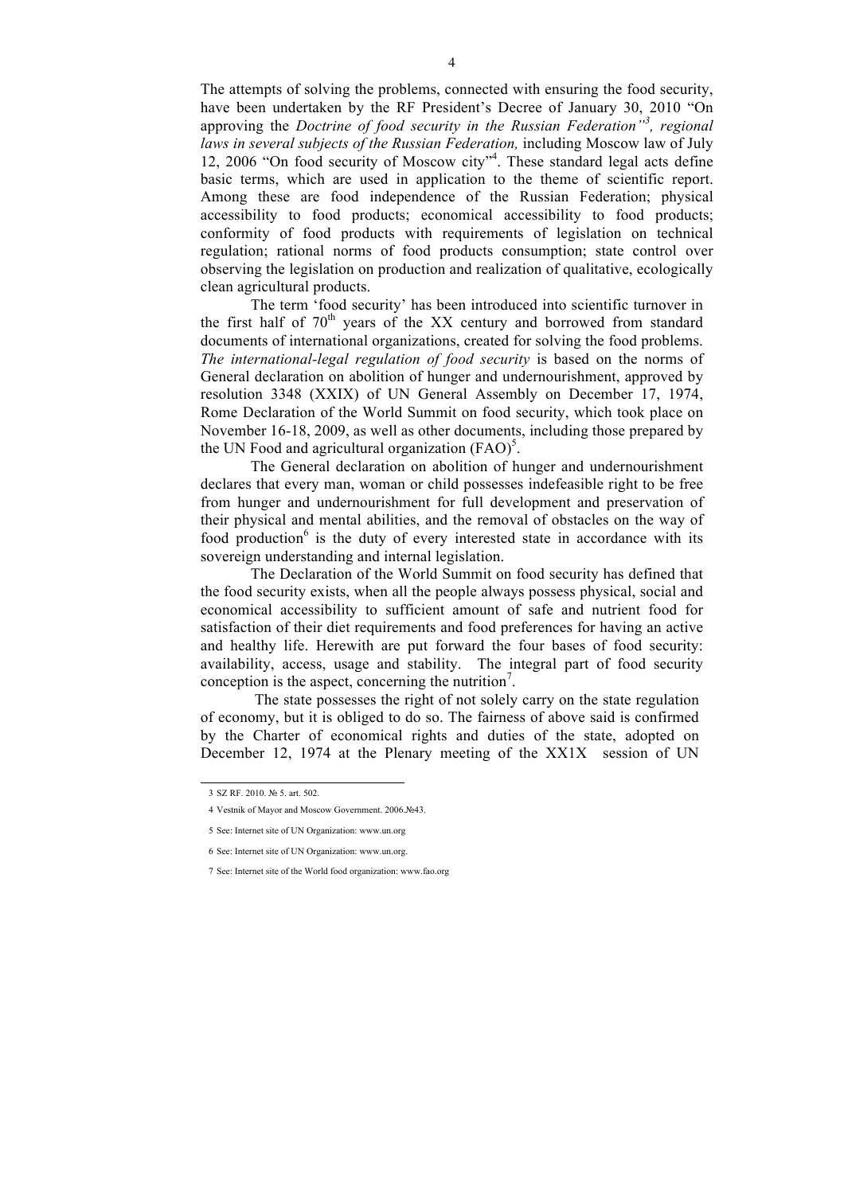The attempts of solving the problems, connected with ensuring the food security, have been undertaken by the RF President's Decree of January 30, 2010 "On approving the *Doctrine of food security in the Russian Federation"*[3]*, regional laws in several subjects of the Russian Federation,* including Moscow law of July 12, 2006 "On food security of Moscow city"[4]. These standard legal acts define basic terms, which are used in application to the theme of scientific report. Among these are food independence of the Russian Federation; physical accessibility to food products; economical accessibility to food products; conformity of food products with requirements of legislation on technical regulation; rational norms of food products consumption; state control over observing the legislation on production and realization of qualitative, ecologically clean agricultural products.

The term 'food security' has been introduced into scientific turnover in the first half of 70[th] years of the XX century and borrowed from standard documents of international organizations, created for solving the food problems. *The international-legal regulation of food security* is based on the norms of General declaration on abolition of hunger and undernourishment, approved by resolution 3348 (XXIX) of UN General Assembly on December 17, 1974, Rome Declaration of the World Summit on food security, which took place on November 16-18, 2009, as well as other documents, including those prepared by the UN Food and agricultural organization (FAO)[5].

The General declaration on abolition of hunger and undernourishment declares that every man, woman or child possesses indefeasible right to be free from hunger and undernourishment for full development and preservation of their physical and mental abilities, and the removal of obstacles on the way of food production[6] is the duty of every interested state in accordance with its sovereign understanding and internal legislation.

The Declaration of the World Summit on food security has defined that the food security exists, when all the people always possess physical, social and economical accessibility to sufficient amount of safe and nutrient food for satisfaction of their diet requirements and food preferences for having an active and healthy life. Herewith are put forward the four bases of food security: availability, access, usage and stability. The integral part of food security conception is the aspect, concerning the nutrition[7].

The state possesses the right of not solely carry on the state regulation of economy, but it is obliged to do so. The fairness of above said is confirmed by the Charter of economical rights and duties of the state, adopted on December 12, 1974 at the Plenary meeting of the XX1X session of UN

---

3 SZ RF. 2010. № 5. art. 502.

4 Vestnik of Mayor and Moscow Government. 2006.№43.

5 See: Internet site of UN Organization: www.un.org

6 See: Internet site of UN Organization: www.un.org.

7 See: Internet site of the World food organization: www.fao.org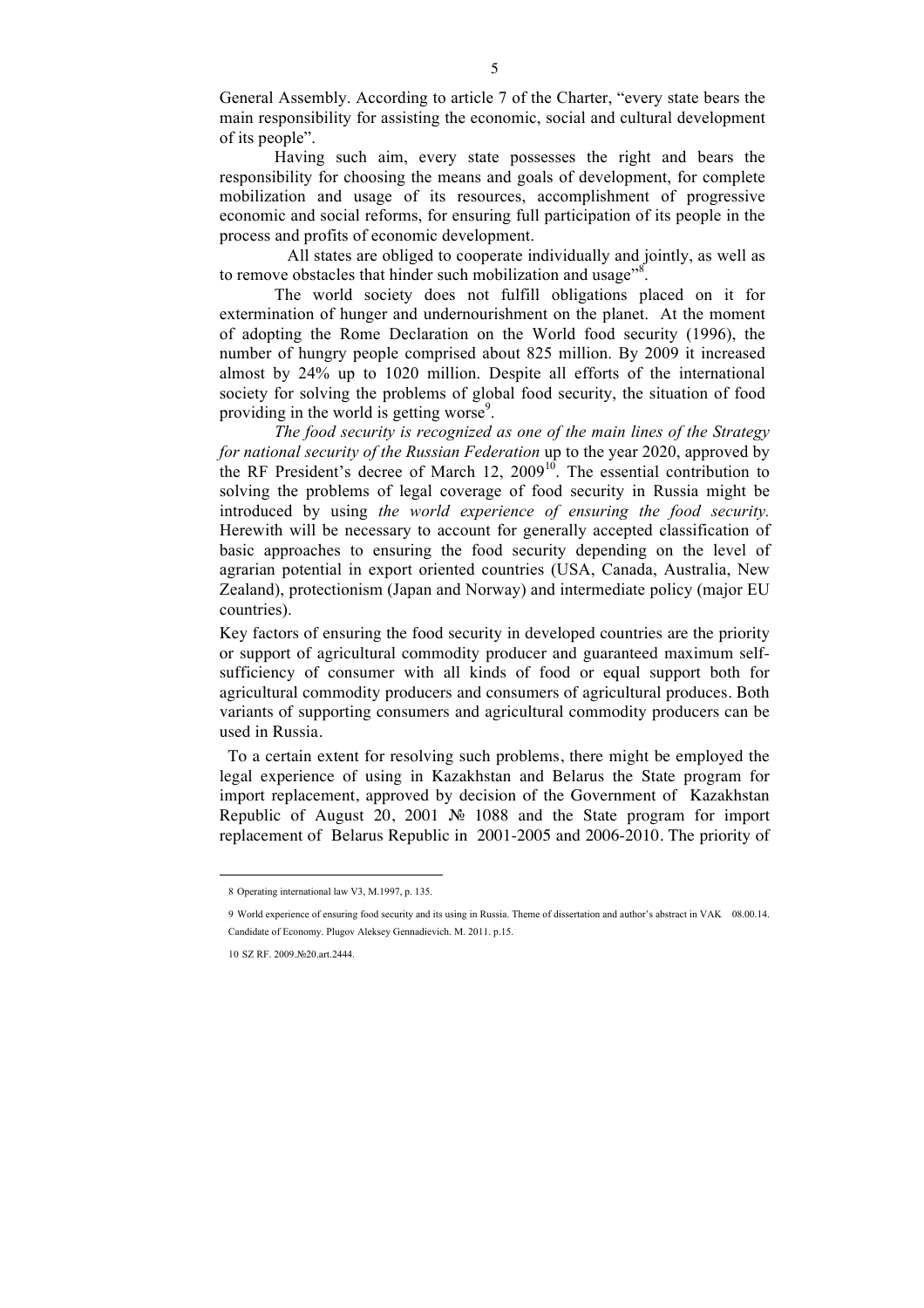General Assembly. According to article 7 of the Charter, "every state bears the main responsibility for assisting the economic, social and cultural development of its people".

Having such aim, every state possesses the right and bears the responsibility for choosing the means and goals of development, for complete mobilization and usage of its resources, accomplishment of progressive economic and social reforms, for ensuring full participation of its people in the process and profits of economic development.

All states are obliged to cooperate individually and jointly, as well as to remove obstacles that hinder such mobilization and usage"[8].

The world society does not fulfill obligations placed on it for extermination of hunger and undernourishment on the planet. At the moment of adopting the Rome Declaration on the World food security (1996), the number of hungry people comprised about 825 million. By 2009 it increased almost by 24% up to 1020 million. Despite all efforts of the international society for solving the problems of global food security, the situation of food providing in the world is getting worse[9].

*The food security is recognized as one of the main lines of the Strategy for national security of the Russian Federation* up to the year 2020, approved by the RF President's decree of March 12, 2009[10]. The essential contribution to solving the problems of legal coverage of food security in Russia might be introduced by using *the world experience of ensuring the food security.* Herewith will be necessary to account for generally accepted classification of basic approaches to ensuring the food security depending on the level of agrarian potential in export oriented countries (USA, Canada, Australia, New Zealand), protectionism (Japan and Norway) and intermediate policy (major EU countries).

Key factors of ensuring the food security in developed countries are the priority or support of agricultural commodity producer and guaranteed maximum self-sufficiency of consumer with all kinds of food or equal support both for agricultural commodity producers and consumers of agricultural produces. Both variants of supporting consumers and agricultural commodity producers can be used in Russia.

To a certain extent for resolving such problems, there might be employed the legal experience of using in Kazakhstan and Belarus the State program for import replacement, approved by decision of the Government of Kazakhstan Republic of August 20, 2001 № 1088 and the State program for import replacement of Belarus Republic in 2001-2005 and 2006-2010. The priority of

---

8 Operating international law V3, M.1997, p. 135.

9 World experience of ensuring food security and its using in Russia. Theme of dissertation and author's abstract in VAK 08.00.14. Candidate of Economy. Plugov Aleksey Gennadievich. M. 2011. p.15.

10 SZ RF. 2009.№20.art.2444.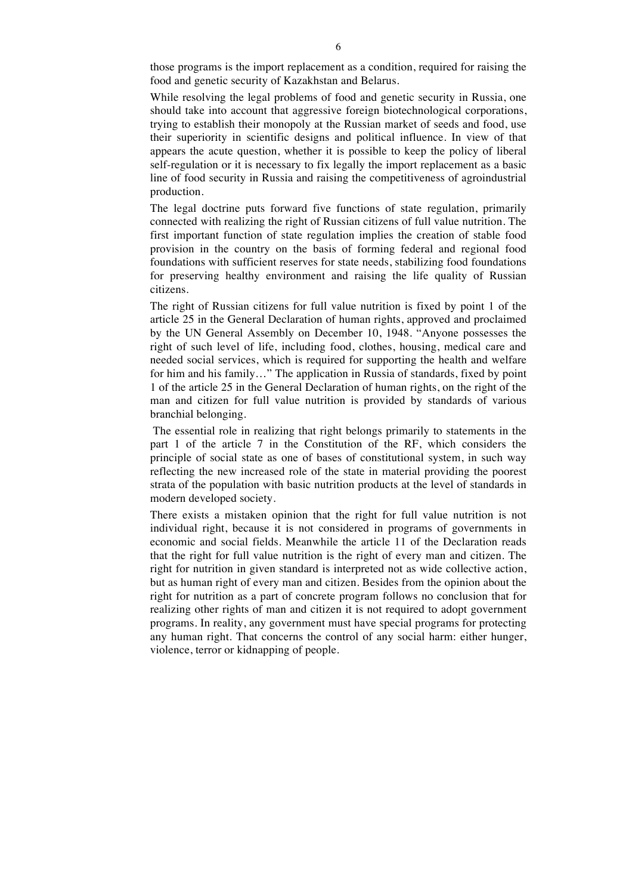those programs is the import replacement as a condition, required for raising the food and genetic security of Kazakhstan and Belarus.

While resolving the legal problems of food and genetic security in Russia, one should take into account that aggressive foreign biotechnological corporations, trying to establish their monopoly at the Russian market of seeds and food, use their superiority in scientific designs and political influence. In view of that appears the acute question, whether it is possible to keep the policy of liberal self-regulation or it is necessary to fix legally the import replacement as a basic line of food security in Russia and raising the competitiveness of agroindustrial production.

The legal doctrine puts forward five functions of state regulation, primarily connected with realizing the right of Russian citizens of full value nutrition. The first important function of state regulation implies the creation of stable food provision in the country on the basis of forming federal and regional food foundations with sufficient reserves for state needs, stabilizing food foundations for preserving healthy environment and raising the life quality of Russian citizens.

The right of Russian citizens for full value nutrition is fixed by point 1 of the article 25 in the General Declaration of human rights, approved and proclaimed by the UN General Assembly on December 10, 1948. "Anyone possesses the right of such level of life, including food, clothes, housing, medical care and needed social services, which is required for supporting the health and welfare for him and his family…" The application in Russia of standards, fixed by point 1 of the article 25 in the General Declaration of human rights, on the right of the man and citizen for full value nutrition is provided by standards of various branchial belonging.

The essential role in realizing that right belongs primarily to statements in the part 1 of the article 7 in the Constitution of the RF, which considers the principle of social state as one of bases of constitutional system, in such way reflecting the new increased role of the state in material providing the poorest strata of the population with basic nutrition products at the level of standards in modern developed society.

There exists a mistaken opinion that the right for full value nutrition is not individual right, because it is not considered in programs of governments in economic and social fields. Meanwhile the article 11 of the Declaration reads that the right for full value nutrition is the right of every man and citizen. The right for nutrition in given standard is interpreted not as wide collective action, but as human right of every man and citizen. Besides from the opinion about the right for nutrition as a part of concrete program follows no conclusion that for realizing other rights of man and citizen it is not required to adopt government programs. In reality, any government must have special programs for protecting any human right. That concerns the control of any social harm: either hunger, violence, terror or kidnapping of people.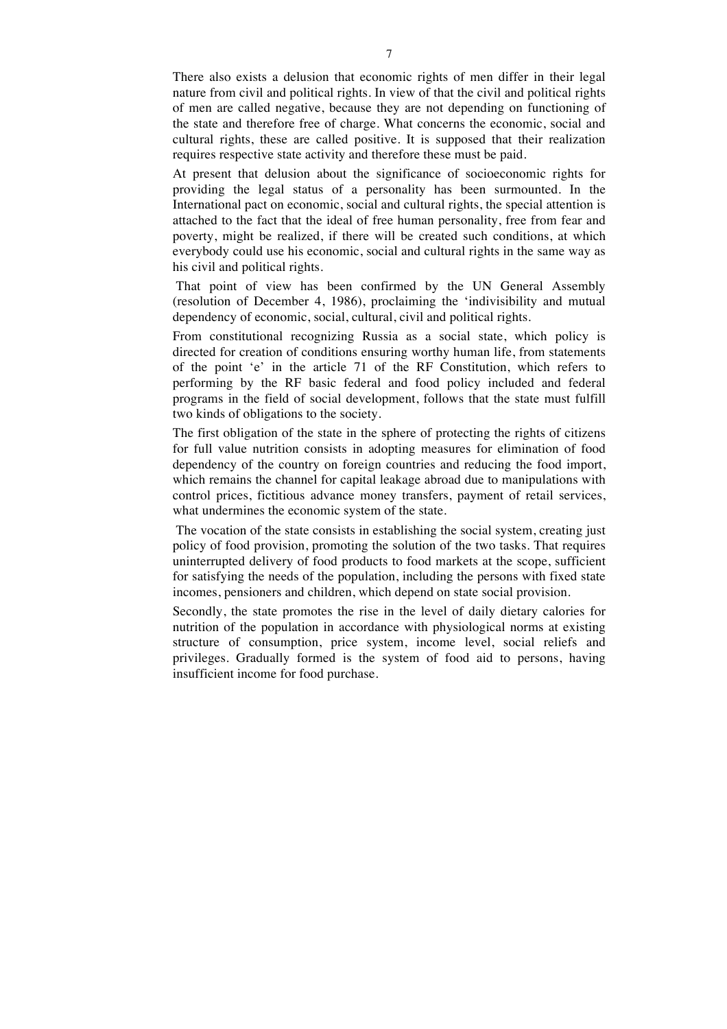There also exists a delusion that economic rights of men differ in their legal nature from civil and political rights. In view of that the civil and political rights of men are called negative, because they are not depending on functioning of the state and therefore free of charge. What concerns the economic, social and cultural rights, these are called positive. It is supposed that their realization requires respective state activity and therefore these must be paid.

At present that delusion about the significance of socioeconomic rights for providing the legal status of a personality has been surmounted. In the International pact on economic, social and cultural rights, the special attention is attached to the fact that the ideal of free human personality, free from fear and poverty, might be realized, if there will be created such conditions, at which everybody could use his economic, social and cultural rights in the same way as his civil and political rights.

That point of view has been confirmed by the UN General Assembly (resolution of December 4, 1986), proclaiming the 'indivisibility and mutual dependency of economic, social, cultural, civil and political rights.

From constitutional recognizing Russia as a social state, which policy is directed for creation of conditions ensuring worthy human life, from statements of the point 'e' in the article 71 of the RF Constitution, which refers to performing by the RF basic federal and food policy included and federal programs in the field of social development, follows that the state must fulfill two kinds of obligations to the society.

The first obligation of the state in the sphere of protecting the rights of citizens for full value nutrition consists in adopting measures for elimination of food dependency of the country on foreign countries and reducing the food import, which remains the channel for capital leakage abroad due to manipulations with control prices, fictitious advance money transfers, payment of retail services, what undermines the economic system of the state.

The vocation of the state consists in establishing the social system, creating just policy of food provision, promoting the solution of the two tasks. That requires uninterrupted delivery of food products to food markets at the scope, sufficient for satisfying the needs of the population, including the persons with fixed state incomes, pensioners and children, which depend on state social provision.

Secondly, the state promotes the rise in the level of daily dietary calories for nutrition of the population in accordance with physiological norms at existing structure of consumption, price system, income level, social reliefs and privileges. Gradually formed is the system of food aid to persons, having insufficient income for food purchase.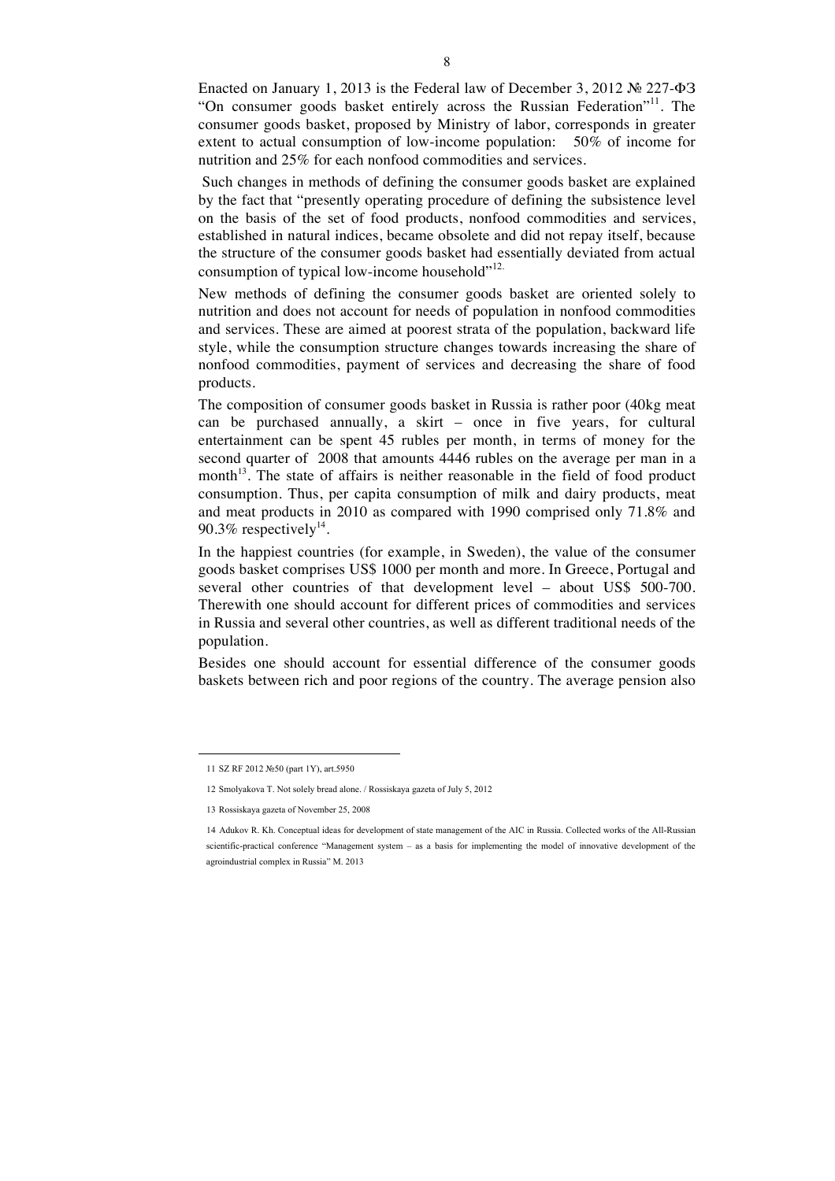Enacted on January 1, 2013 is the Federal law of December 3, 2012 № 227-ФЗ "On consumer goods basket entirely across the Russian Federation"[11]. The consumer goods basket, proposed by Ministry of labor, corresponds in greater extent to actual consumption of low-income population: 50% of income for nutrition and 25% for each nonfood commodities and services.

Such changes in methods of defining the consumer goods basket are explained by the fact that "presently operating procedure of defining the subsistence level on the basis of the set of food products, nonfood commodities and services, established in natural indices, became obsolete and did not repay itself, because the structure of the consumer goods basket had essentially deviated from actual consumption of typical low-income household"[12].

New methods of defining the consumer goods basket are oriented solely to nutrition and does not account for needs of population in nonfood commodities and services. These are aimed at poorest strata of the population, backward life style, while the consumption structure changes towards increasing the share of nonfood commodities, payment of services and decreasing the share of food products.

The composition of consumer goods basket in Russia is rather poor (40kg meat can be purchased annually, a skirt – once in five years, for cultural entertainment can be spent 45 rubles per month, in terms of money for the second quarter of 2008 that amounts 4446 rubles on the average per man in a month[13]. The state of affairs is neither reasonable in the field of food product consumption. Thus, per capita consumption of milk and dairy products, meat and meat products in 2010 as compared with 1990 comprised only 71.8% and 90.3% respectively[14].

In the happiest countries (for example, in Sweden), the value of the consumer goods basket comprises US$ 1000 per month and more. In Greece, Portugal and several other countries of that development level – about US$ 500-700. Therewith one should account for different prices of commodities and services in Russia and several other countries, as well as different traditional needs of the population.

Besides one should account for essential difference of the consumer goods baskets between rich and poor regions of the country. The average pension also

---

11 SZ RF 2012 №50 (part 1Y), art.5950

12 Smolyakova T. Not solely bread alone. / Rossiskaya gazeta of July 5, 2012

13 Rossiskaya gazeta of November 25, 2008

14 Adukov R. Kh. Conceptual ideas for development of state management of the AIC in Russia. Collected works of the All-Russian scientific-practical conference "Management system – as a basis for implementing the model of innovative development of the agroindustrial complex in Russia" M. 2013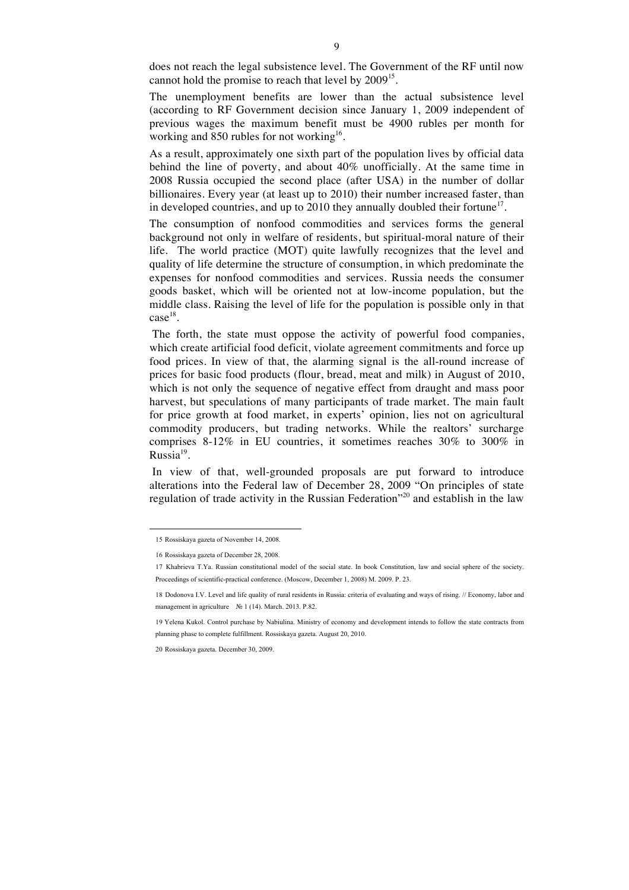does not reach the legal subsistence level. The Government of the RF until now cannot hold the promise to reach that level by 2009[15].

The unemployment benefits are lower than the actual subsistence level (according to RF Government decision since January 1, 2009 independent of previous wages the maximum benefit must be 4900 rubles per month for working and 850 rubles for not working[16].

As a result, approximately one sixth part of the population lives by official data behind the line of poverty, and about 40% unofficially. At the same time in 2008 Russia occupied the second place (after USA) in the number of dollar billionaires. Every year (at least up to 2010) their number increased faster, than in developed countries, and up to 2010 they annually doubled their fortune[17].

The consumption of nonfood commodities and services forms the general background not only in welfare of residents, but spiritual-moral nature of their life. The world practice (MOT) quite lawfully recognizes that the level and quality of life determine the structure of consumption, in which predominate the expenses for nonfood commodities and services. Russia needs the consumer goods basket, which will be oriented not at low-income population, but the middle class. Raising the level of life for the population is possible only in that case[18].

The forth, the state must oppose the activity of powerful food companies, which create artificial food deficit, violate agreement commitments and force up food prices. In view of that, the alarming signal is the all-round increase of prices for basic food products (flour, bread, meat and milk) in August of 2010, which is not only the sequence of negative effect from draught and mass poor harvest, but speculations of many participants of trade market. The main fault for price growth at food market, in experts' opinion, lies not on agricultural commodity producers, but trading networks. While the realtors' surcharge comprises 8-12% in EU countries, it sometimes reaches 30% to 300% in Russia[19].

In view of that, well-grounded proposals are put forward to introduce alterations into the Federal law of December 28, 2009 "On principles of state regulation of trade activity in the Russian Federation"[20] and establish in the law

---

15 Rossiskaya gazeta of November 14, 2008.

16 Rossiskaya gazeta of December 28, 2008.

17 Khabrieva T.Ya. Russian constitutional model of the social state. In book Constitution, law and social sphere of the society. Proceedings of scientific-practical conference. (Moscow, December 1, 2008) M. 2009. P. 23.

18 Dodonova I.V. Level and life quality of rural residents in Russia: criteria of evaluating and ways of rising. // Economy, labor and management in agriculture № 1 (14). March. 2013. P.82.

19 Yelena Kukol. Control purchase by Nabiulina. Ministry of economy and development intends to follow the state contracts from planning phase to complete fulfillment. Rossiskaya gazeta. August 20, 2010.

20 Rossiskaya gazeta. December 30, 2009.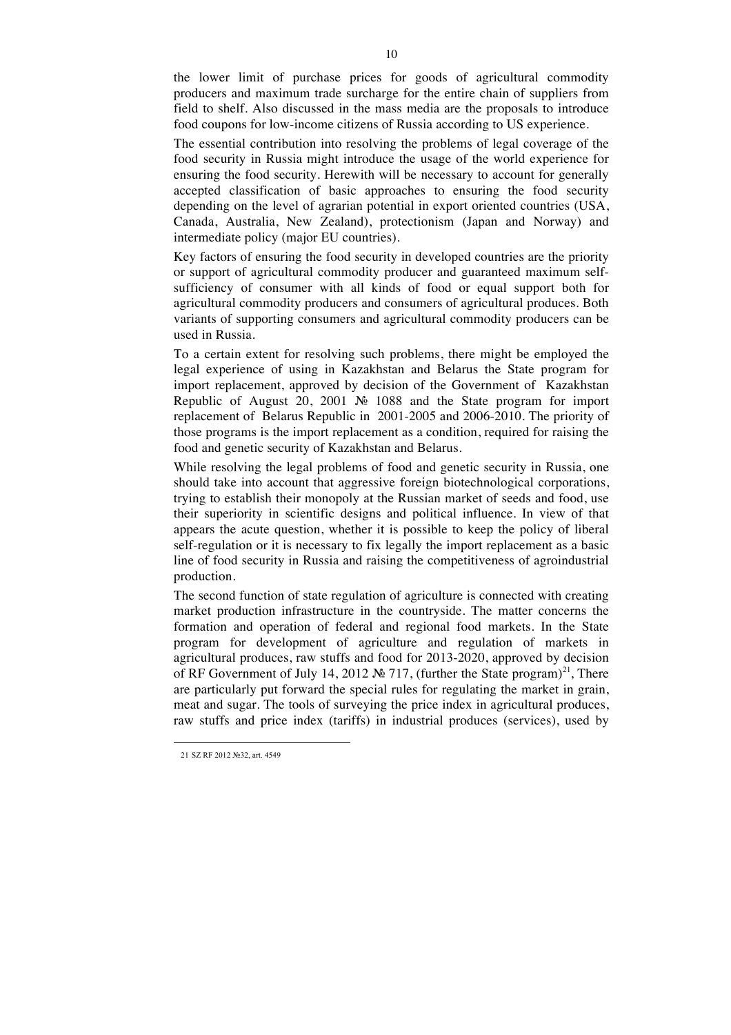the lower limit of purchase prices for goods of agricultural commodity producers and maximum trade surcharge for the entire chain of suppliers from field to shelf. Also discussed in the mass media are the proposals to introduce food coupons for low-income citizens of Russia according to US experience.

The essential contribution into resolving the problems of legal coverage of the food security in Russia might introduce the usage of the world experience for ensuring the food security. Herewith will be necessary to account for generally accepted classification of basic approaches to ensuring the food security depending on the level of agrarian potential in export oriented countries (USA, Canada, Australia, New Zealand), protectionism (Japan and Norway) and intermediate policy (major EU countries).

Key factors of ensuring the food security in developed countries are the priority or support of agricultural commodity producer and guaranteed maximum self-sufficiency of consumer with all kinds of food or equal support both for agricultural commodity producers and consumers of agricultural produces. Both variants of supporting consumers and agricultural commodity producers can be used in Russia.

To a certain extent for resolving such problems, there might be employed the legal experience of using in Kazakhstan and Belarus the State program for import replacement, approved by decision of the Government of Kazakhstan Republic of August 20, 2001 № 1088 and the State program for import replacement of Belarus Republic in 2001-2005 and 2006-2010. The priority of those programs is the import replacement as a condition, required for raising the food and genetic security of Kazakhstan and Belarus.

While resolving the legal problems of food and genetic security in Russia, one should take into account that aggressive foreign biotechnological corporations, trying to establish their monopoly at the Russian market of seeds and food, use their superiority in scientific designs and political influence. In view of that appears the acute question, whether it is possible to keep the policy of liberal self-regulation or it is necessary to fix legally the import replacement as a basic line of food security in Russia and raising the competitiveness of agroindustrial production.

The second function of state regulation of agriculture is connected with creating market production infrastructure in the countryside. The matter concerns the formation and operation of federal and regional food markets. In the State program for development of agriculture and regulation of markets in agricultural produces, raw stuffs and food for 2013-2020, approved by decision of RF Government of July 14, 2012 № 717, (further the State program)[21], There are particularly put forward the special rules for regulating the market in grain, meat and sugar. The tools of surveying the price index in agricultural produces, raw stuffs and price index (tariffs) in industrial produces (services), used by

---

21 SZ RF 2012 №32, art. 4549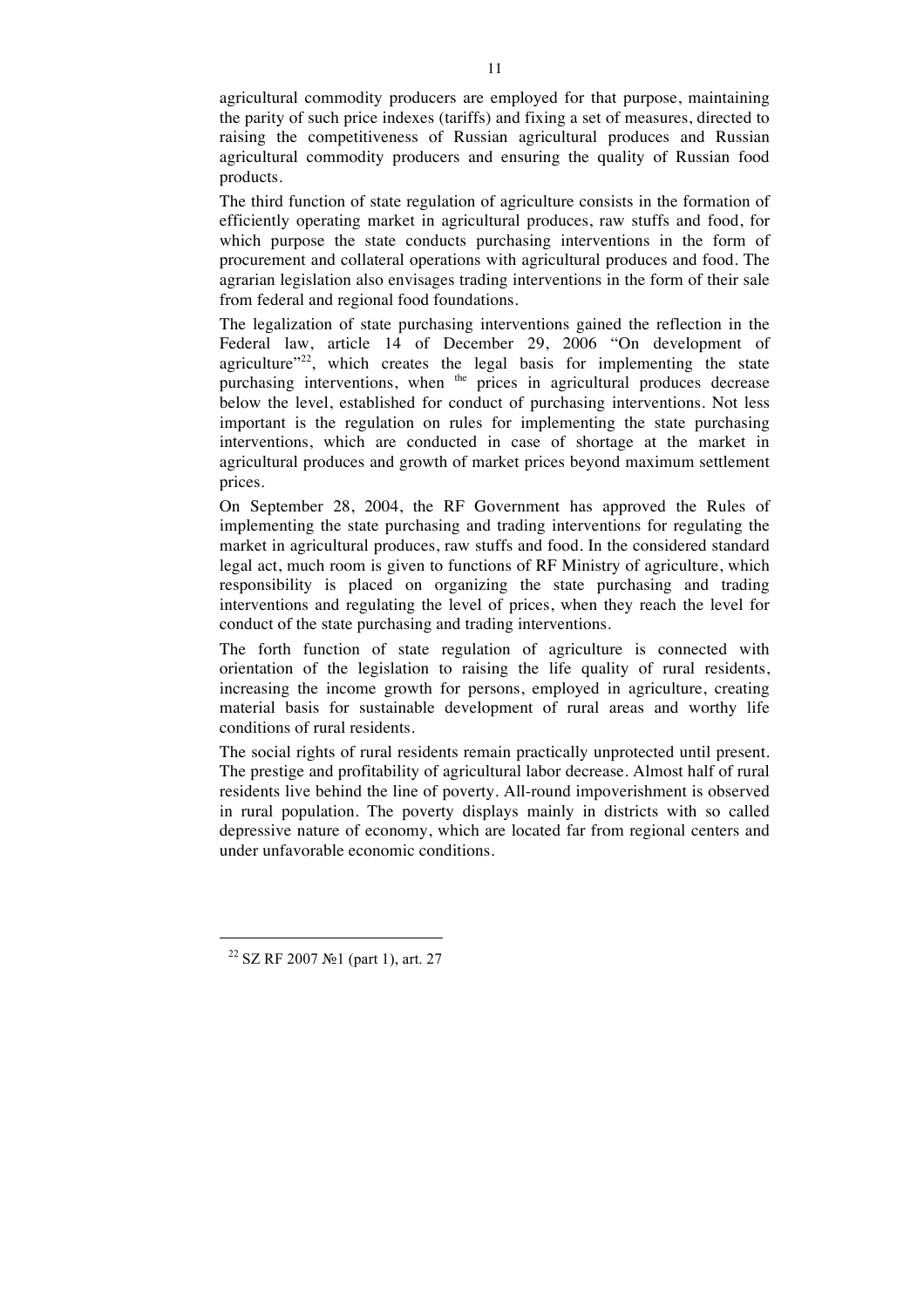agricultural commodity producers are employed for that purpose, maintaining the parity of such price indexes (tariffs) and fixing a set of measures, directed to raising the competitiveness of Russian agricultural produces and Russian agricultural commodity producers and ensuring the quality of Russian food products.

The third function of state regulation of agriculture consists in the formation of efficiently operating market in agricultural produces, raw stuffs and food, for which purpose the state conducts purchasing interventions in the form of procurement and collateral operations with agricultural produces and food. The agrarian legislation also envisages trading interventions in the form of their sale from federal and regional food foundations.

The legalization of state purchasing interventions gained the reflection in the Federal law, article 14 of December 29, 2006 "On development of agriculture"[22], which creates the legal basis for implementing the state purchasing interventions, when the prices in agricultural produces decrease below the level, established for conduct of purchasing interventions. Not less important is the regulation on rules for implementing the state purchasing interventions, which are conducted in case of shortage at the market in agricultural produces and growth of market prices beyond maximum settlement prices.

On September 28, 2004, the RF Government has approved the Rules of implementing the state purchasing and trading interventions for regulating the market in agricultural produces, raw stuffs and food. In the considered standard legal act, much room is given to functions of RF Ministry of agriculture, which responsibility is placed on organizing the state purchasing and trading interventions and regulating the level of prices, when they reach the level for conduct of the state purchasing and trading interventions.

The forth function of state regulation of agriculture is connected with orientation of the legislation to raising the life quality of rural residents, increasing the income growth for persons, employed in agriculture, creating material basis for sustainable development of rural areas and worthy life conditions of rural residents.

The social rights of rural residents remain practically unprotected until present. The prestige and profitability of agricultural labor decrease. Almost half of rural residents live behind the line of poverty. All-round impoverishment is observed in rural population. The poverty displays mainly in districts with so called depressive nature of economy, which are located far from regional centers and under unfavorable economic conditions.

---

[22] SZ RF 2007 №1 (part 1), art. 27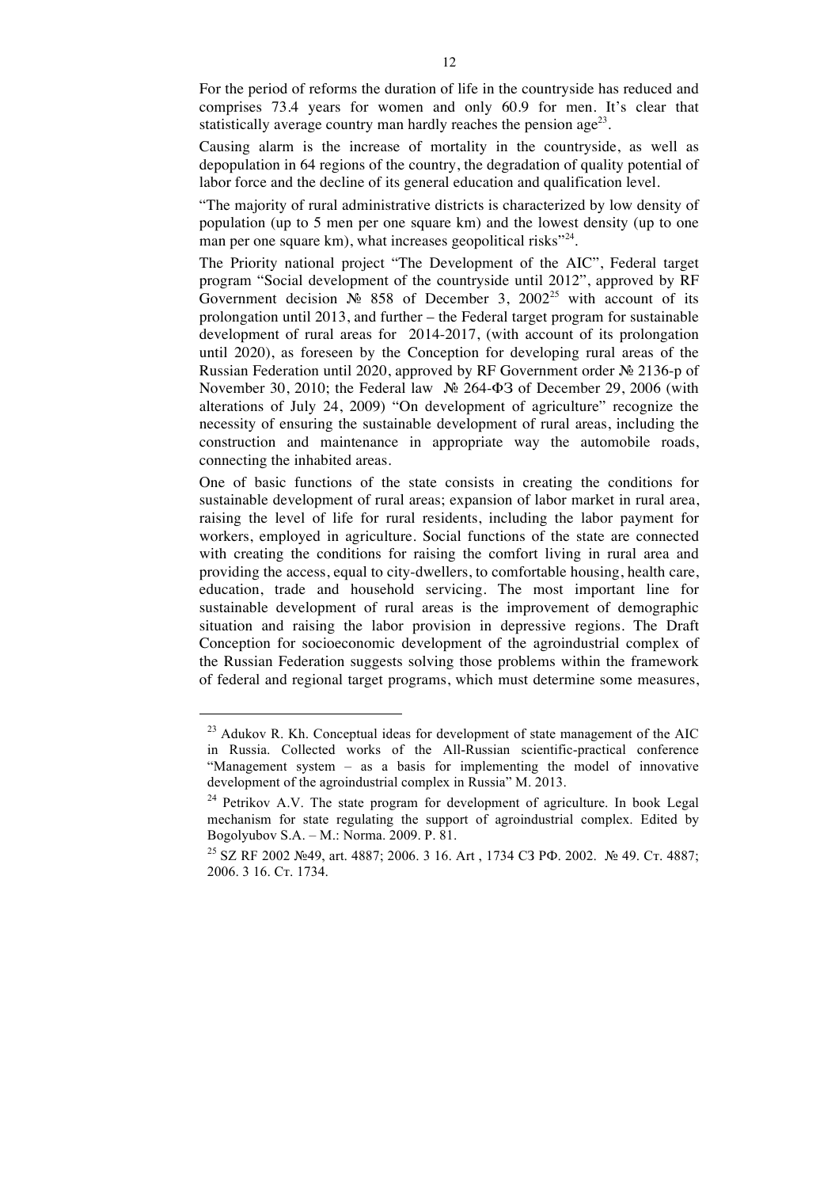For the period of reforms the duration of life in the countryside has reduced and comprises 73.4 years for women and only 60.9 for men. It's clear that statistically average country man hardly reaches the pension age[23].

Causing alarm is the increase of mortality in the countryside, as well as depopulation in 64 regions of the country, the degradation of quality potential of labor force and the decline of its general education and qualification level.

"The majority of rural administrative districts is characterized by low density of population (up to 5 men per one square km) and the lowest density (up to one man per one square km), what increases geopolitical risks"[24].

The Priority national project "The Development of the AIC", Federal target program "Social development of the countryside until 2012", approved by RF Government decision № 858 of December 3, 2002[25] with account of its prolongation until 2013, and further – the Federal target program for sustainable development of rural areas for 2014-2017, (with account of its prolongation until 2020), as foreseen by the Conception for developing rural areas of the Russian Federation until 2020, approved by RF Government order № 2136-p of November 30, 2010; the Federal law № 264-ФЗ of December 29, 2006 (with alterations of July 24, 2009) "On development of agriculture" recognize the necessity of ensuring the sustainable development of rural areas, including the construction and maintenance in appropriate way the automobile roads, connecting the inhabited areas.

One of basic functions of the state consists in creating the conditions for sustainable development of rural areas; expansion of labor market in rural area, raising the level of life for rural residents, including the labor payment for workers, employed in agriculture. Social functions of the state are connected with creating the conditions for raising the comfort living in rural area and providing the access, equal to city-dwellers, to comfortable housing, health care, education, trade and household servicing. The most important line for sustainable development of rural areas is the improvement of demographic situation and raising the labor provision in depressive regions. The Draft Conception for socioeconomic development of the agroindustrial complex of the Russian Federation suggests solving those problems within the framework of federal and regional target programs, which must determine some measures,

---

[23] Adukov R. Kh. Conceptual ideas for development of state management of the AIC in Russia. Collected works of the All-Russian scientific-practical conference "Management system – as a basis for implementing the model of innovative development of the agroindustrial complex in Russia" M. 2013.

[24] Petrikov A.V. The state program for development of agriculture. In book Legal mechanism for state regulating the support of agroindustrial complex. Edited by Bogolyubov S.A. – M.: Norma. 2009. P. 81.

[25] SZ RF 2002 №49, art. 4887; 2006. 3 16. Art , 1734 СЗ РФ. 2002. № 49. Ст. 4887; 2006. 3 16. Ст. 1734.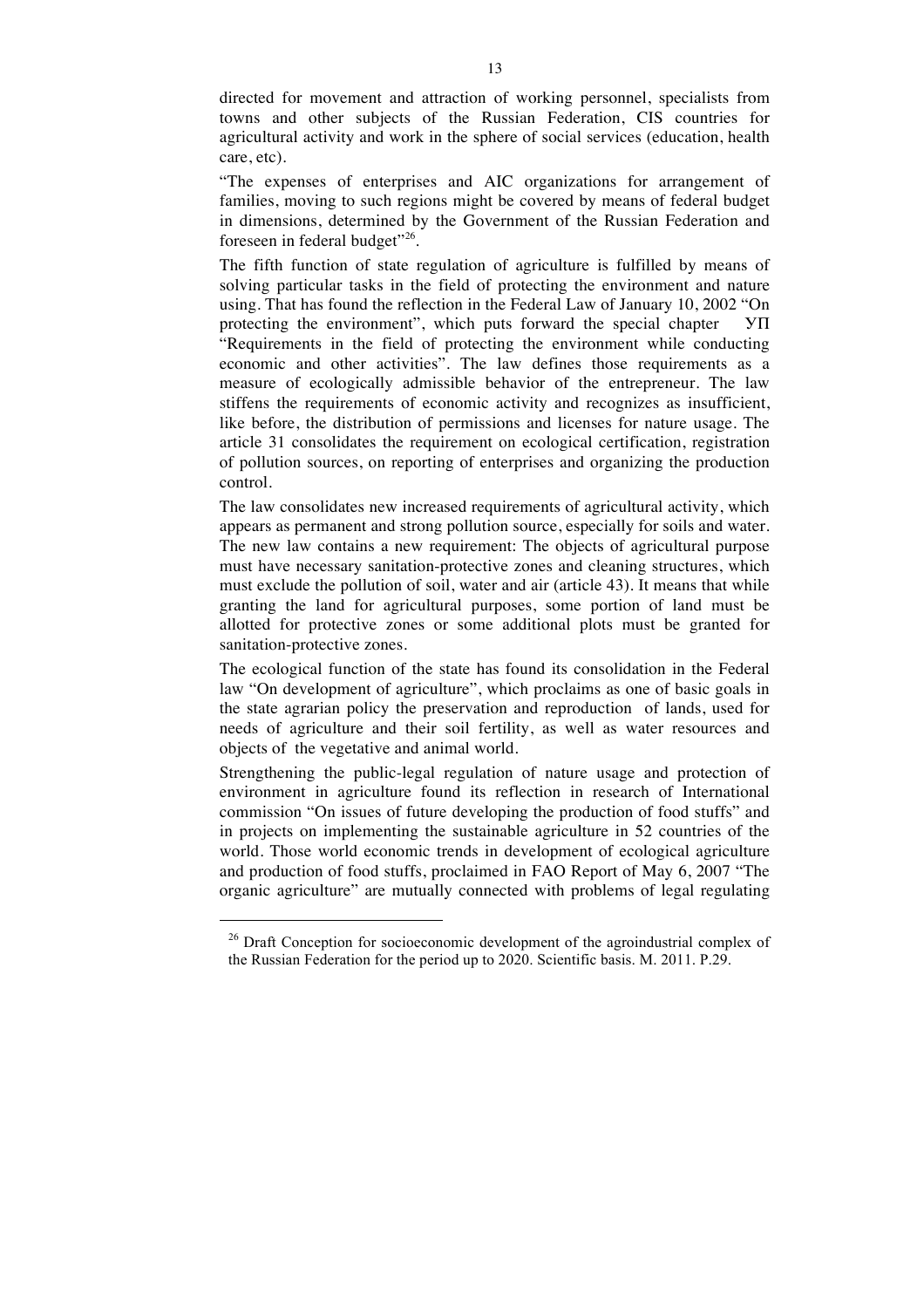directed for movement and attraction of working personnel, specialists from towns and other subjects of the Russian Federation, CIS countries for agricultural activity and work in the sphere of social services (education, health care, etc).

"The expenses of enterprises and AIC organizations for arrangement of families, moving to such regions might be covered by means of federal budget in dimensions, determined by the Government of the Russian Federation and foreseen in federal budget"[26].

The fifth function of state regulation of agriculture is fulfilled by means of solving particular tasks in the field of protecting the environment and nature using. That has found the reflection in the Federal Law of January 10, 2002 "On protecting the environment", which puts forward the special chapter УП "Requirements in the field of protecting the environment while conducting economic and other activities". The law defines those requirements as a measure of ecologically admissible behavior of the entrepreneur. The law stiffens the requirements of economic activity and recognizes as insufficient, like before, the distribution of permissions and licenses for nature usage. The article 31 consolidates the requirement on ecological certification, registration of pollution sources, on reporting of enterprises and organizing the production control.

The law consolidates new increased requirements of agricultural activity, which appears as permanent and strong pollution source, especially for soils and water. The new law contains a new requirement: The objects of agricultural purpose must have necessary sanitation-protective zones and cleaning structures, which must exclude the pollution of soil, water and air (article 43). It means that while granting the land for agricultural purposes, some portion of land must be allotted for protective zones or some additional plots must be granted for sanitation-protective zones.

The ecological function of the state has found its consolidation in the Federal law "On development of agriculture", which proclaims as one of basic goals in the state agrarian policy the preservation and reproduction of lands, used for needs of agriculture and their soil fertility, as well as water resources and objects of the vegetative and animal world.

Strengthening the public-legal regulation of nature usage and protection of environment in agriculture found its reflection in research of International commission "On issues of future developing the production of food stuffs" and in projects on implementing the sustainable agriculture in 52 countries of the world. Those world economic trends in development of ecological agriculture and production of food stuffs, proclaimed in FAO Report of May 6, 2007 "The organic agriculture" are mutually connected with problems of legal regulating

---

[26] Draft Conception for socioeconomic development of the agroindustrial complex of the Russian Federation for the period up to 2020. Scientific basis. M. 2011. P.29.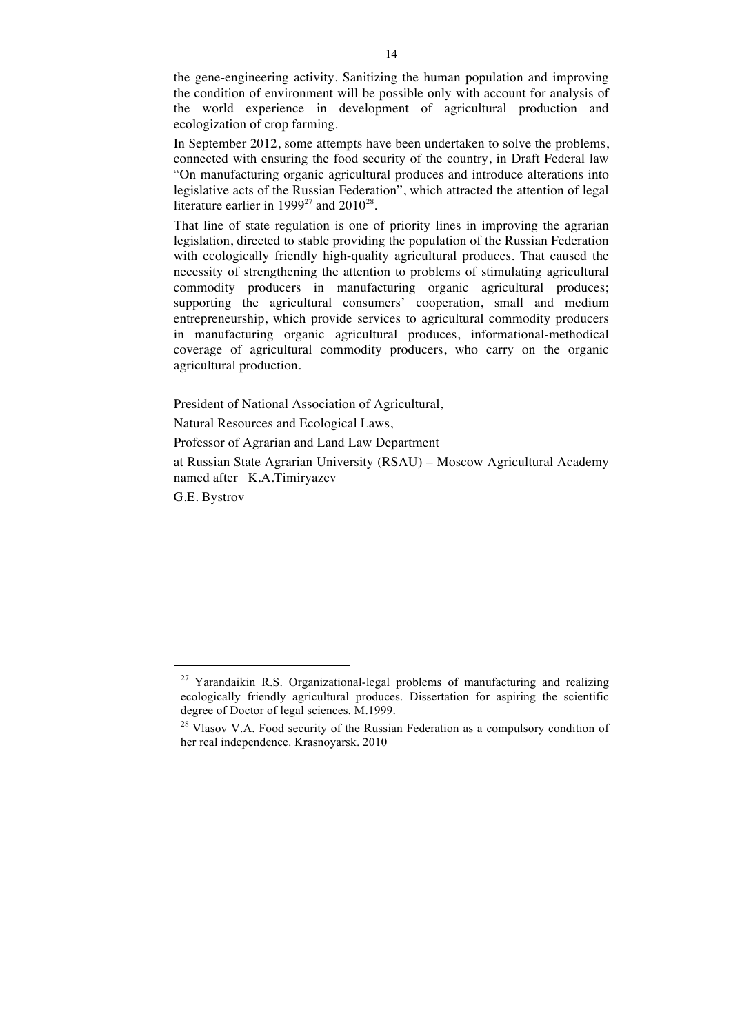the gene-engineering activity. Sanitizing the human population and improving the condition of environment will be possible only with account for analysis of the world experience in development of agricultural production and ecologization of crop farming.

In September 2012, some attempts have been undertaken to solve the problems, connected with ensuring the food security of the country, in Draft Federal law "On manufacturing organic agricultural produces and introduce alterations into legislative acts of the Russian Federation", which attracted the attention of legal literature earlier in 1999[27] and 2010[28].

That line of state regulation is one of priority lines in improving the agrarian legislation, directed to stable providing the population of the Russian Federation with ecologically friendly high-quality agricultural produces. That caused the necessity of strengthening the attention to problems of stimulating agricultural commodity producers in manufacturing organic agricultural produces; supporting the agricultural consumers' cooperation, small and medium entrepreneurship, which provide services to agricultural commodity producers in manufacturing organic agricultural produces, informational-methodical coverage of agricultural commodity producers, who carry on the organic agricultural production.

President of National Association of Agricultural,

Natural Resources and Ecological Laws,

Professor of Agrarian and Land Law Department

at Russian State Agrarian University (RSAU) – Moscow Agricultural Academy named after K.A.Timiryazev

G.E. Bystrov

---

[27] Yarandaikin R.S. Organizational-legal problems of manufacturing and realizing ecologically friendly agricultural produces. Dissertation for aspiring the scientific degree of Doctor of legal sciences. M.1999.

[28] Vlasov V.A. Food security of the Russian Federation as a compulsory condition of her real independence. Krasnoyarsk. 2010